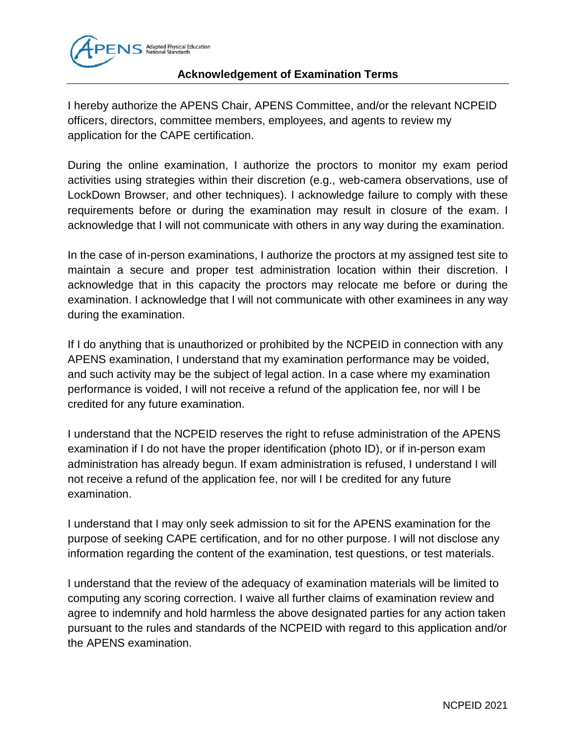APENS Adapted Physical Education National Standards

## Acknowledgement of Examination Terms

I hereby authorize the APENS Chair, APENS Committee, and/or the relevant NCPEID officers, directors, committee members, employees, and agents to review my application for the CAPE certification.

During the online examination, I authorize the proctors to monitor my exam period activities using strategies within their discretion (e.g., web-camera observations, use of LockDown Browser, and other techniques). I acknowledge failure to comply with these requirements before or during the examination may result in closure of the exam. I acknowledge that I will not communicate with others in any way during the examination.

In the case of in-person examinations, I authorize the proctors at my assigned test site to maintain a secure and proper test administration location within their discretion. I acknowledge that in this capacity the proctors may relocate me before or during the examination. I acknowledge that I will not communicate with other examinees in any way during the examination.

If I do anything that is unauthorized or prohibited by the NCPEID in connection with any APENS examination, I understand that my examination performance may be voided, and such activity may be the subject of legal action. In a case where my examination performance is voided, I will not receive a refund of the application fee, nor will I be credited for any future examination.

I understand that the NCPEID reserves the right to refuse administration of the APENS examination if I do not have the proper identification (photo ID), or if in-person exam administration has already begun. If exam administration is refused, I understand I will not receive a refund of the application fee, nor will I be credited for any future examination.

I understand that I may only seek admission to sit for the APENS examination for the purpose of seeking CAPE certification, and for no other purpose. I will not disclose any information regarding the content of the examination, test questions, or test materials.

I understand that the review of the adequacy of examination materials will be limited to computing any scoring correction. I waive all further claims of examination review and agree to indemnify and hold harmless the above designated parties for any action taken pursuant to the rules and standards of the NCPEID with regard to this application and/or the APENS examination.

NCPEID 2021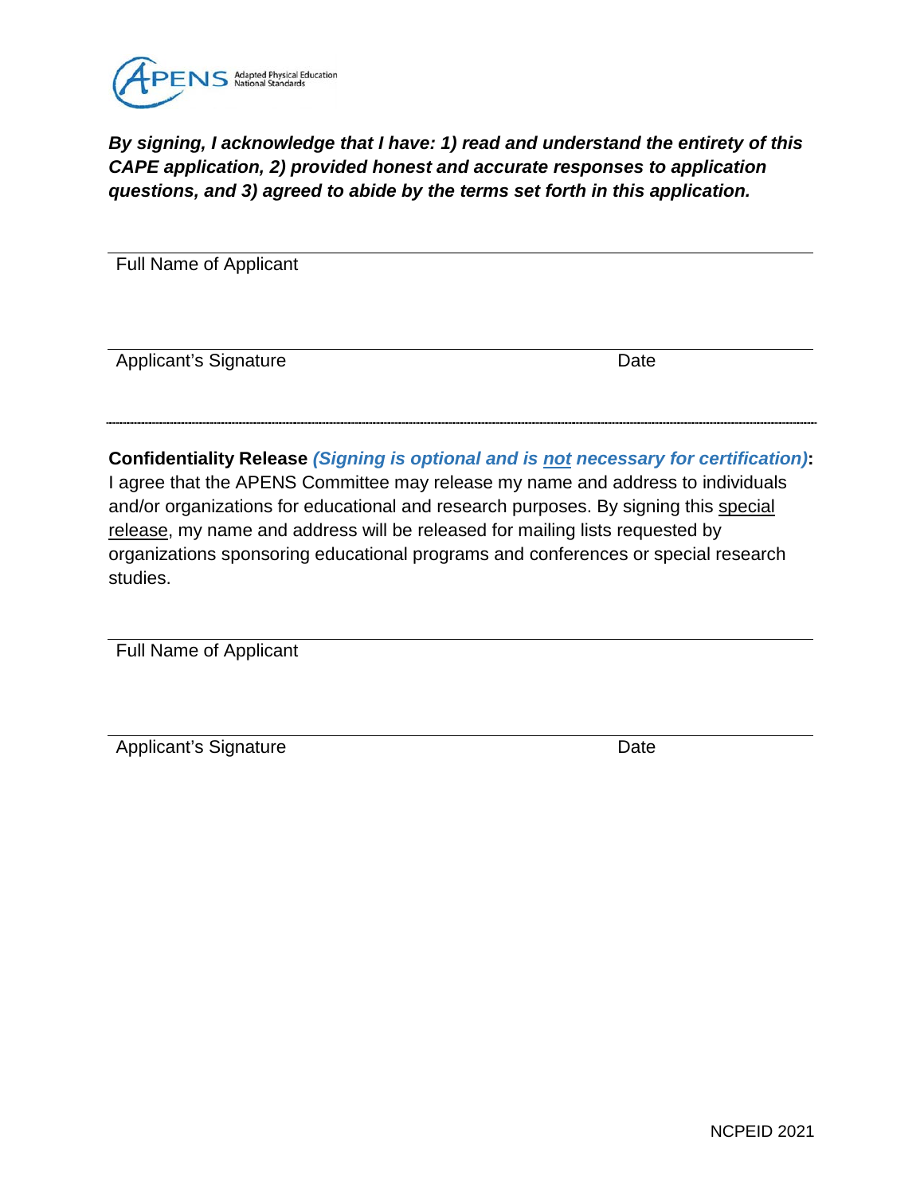APENS Adapted Physical Education National Standards

***By signing, I acknowledge that I have: 1) read and understand the entirety of this CAPE application, 2) provided honest and accurate responses to application questions, and 3) agreed to abide by the terms set forth in this application.***

Full Name of Applicant

Applicant's Signature　　　　　　　　　　　　Date

---

**Confidentiality Release** ***(Signing is optional and is not necessary for certification)*****:** I agree that the APENS Committee may release my name and address to individuals and/or organizations for educational and research purposes. By signing this special release, my name and address will be released for mailing lists requested by organizations sponsoring educational programs and conferences or special research studies.

Full Name of Applicant

Applicant's Signature　　　　　　　　　　　　Date

NCPEID 2021